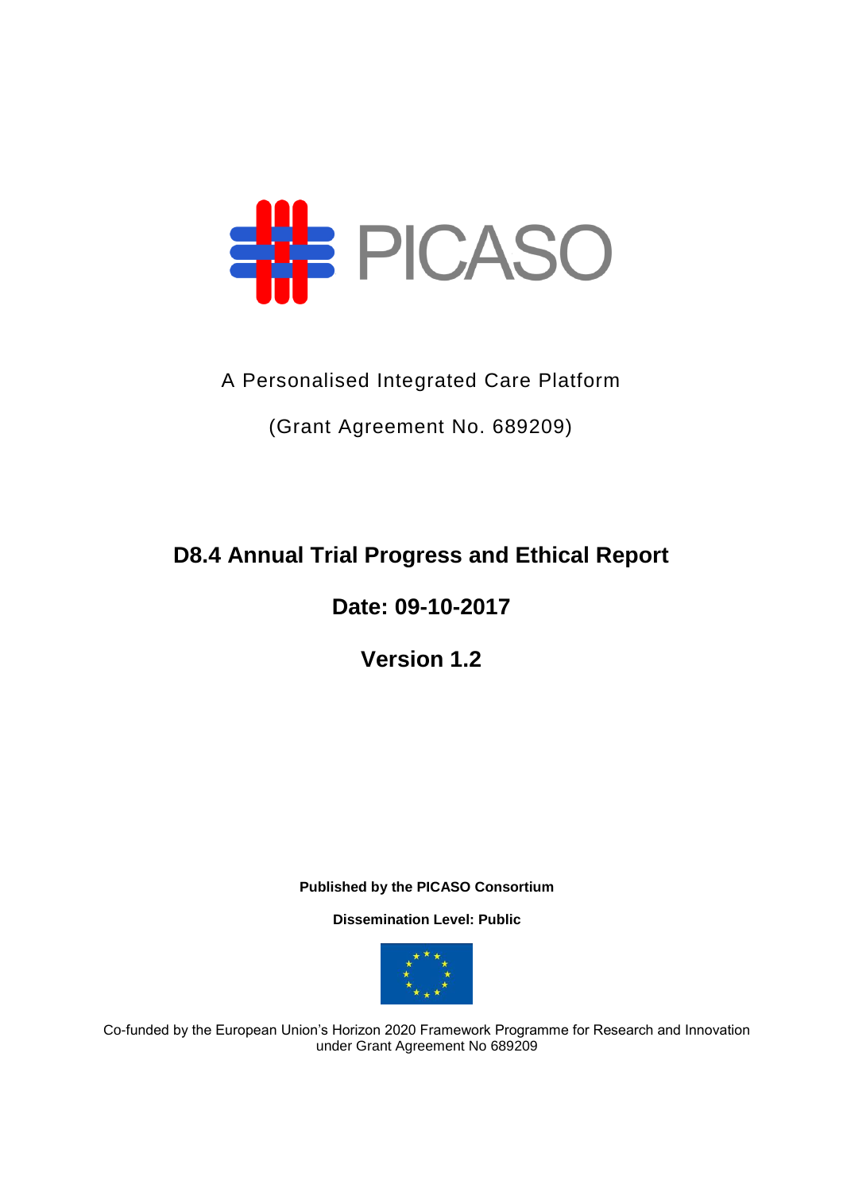# PICASO

A Personalised Integrated Care Platform

(Grant Agreement No. 689209)

## D8.4 Annual Trial Progress and Ethical Report

## Date: 09-10-2017

## Version 1.2

**Published by the PICASO Consortium**

**Dissemination Level: Public**

Co-funded by the European Union's Horizon 2020 Framework Programme for Research and Innovation under Grant Agreement No 689209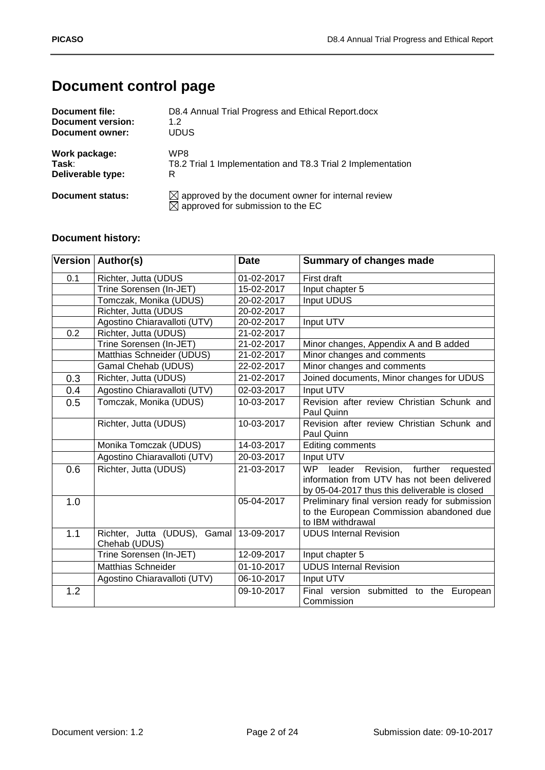# Document control page

**Document file:** D8.4 Annual Trial Progress and Ethical Report.docx
**Document version:** 1.2
**Document owner:** UDUS

**Work package:** WP8
**Task**: T8.2 Trial 1 Implementation and T8.3 Trial 2 Implementation
**Deliverable type:** R

**Document status:** ☒ approved by the document owner for internal review
☒ approved for submission to the EC

### Document history:

| Version | Author(s) | Date | Summary of changes made |
|---|---|---|---|
| 0.1 | Richter, Jutta (UDUS | 01-02-2017 | First draft |
| | Trine Sorensen (In-JET) | 15-02-2017 | Input chapter 5 |
| | Tomczak, Monika (UDUS) | 20-02-2017 | Input UDUS |
| | Richter, Jutta (UDUS | 20-02-2017 | |
| | Agostino Chiaravalloti (UTV) | 20-02-2017 | Input UTV |
| 0.2 | Richter, Jutta (UDUS) | 21-02-2017 | |
| | Trine Sorensen (In-JET) | 21-02-2017 | Minor changes, Appendix A and B added |
| | Matthias Schneider (UDUS) | 21-02-2017 | Minor changes and comments |
| | Gamal Chehab (UDUS) | 22-02-2017 | Minor changes and comments |
| 0.3 | Richter, Jutta (UDUS) | 21-02-2017 | Joined documents, Minor changes for UDUS |
| 0.4 | Agostino Chiaravalloti (UTV) | 02-03-2017 | Input UTV |
| 0.5 | Tomczak, Monika (UDUS) | 10-03-2017 | Revision after review Christian Schunk and Paul Quinn |
| | Richter, Jutta (UDUS) | 10-03-2017 | Revision after review Christian Schunk and Paul Quinn |
| | Monika Tomczak (UDUS) | 14-03-2017 | Editing comments |
| | Agostino Chiaravalloti (UTV) | 20-03-2017 | Input UTV |
| 0.6 | Richter, Jutta (UDUS) | 21-03-2017 | WP leader Revision, further requested information from UTV has not been delivered by 05-04-2017 thus this deliverable is closed |
| 1.0 | | 05-04-2017 | Preliminary final version ready for submission to the European Commission abandoned due to IBM withdrawal |
| 1.1 | Richter, Jutta (UDUS), Gamal Chehab (UDUS) | 13-09-2017 | UDUS Internal Revision |
| | Trine Sorensen (In-JET) | 12-09-2017 | Input chapter 5 |
| | Matthias Schneider | 01-10-2017 | UDUS Internal Revision |
| | Agostino Chiaravalloti (UTV) | 06-10-2017 | Input UTV |
| 1.2 | | 09-10-2017 | Final version submitted to the European Commission |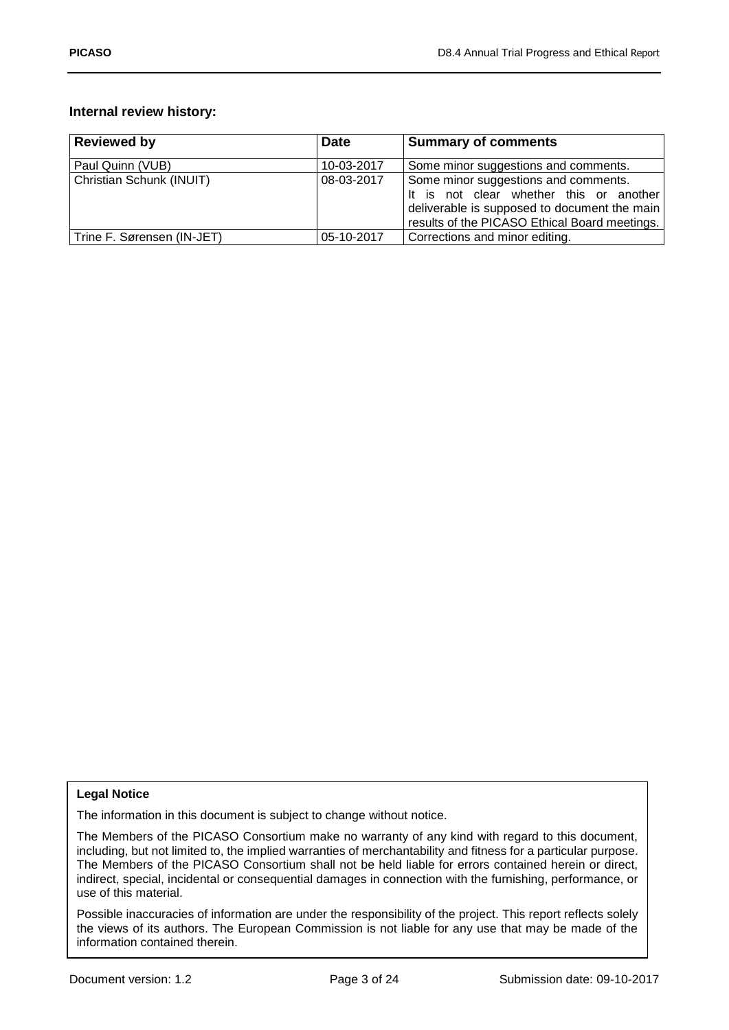### Internal review history:

| Reviewed by | Date | Summary of comments |
| --- | --- | --- |
| Paul Quinn (VUB) | 10-03-2017 | Some minor suggestions and comments. |
| Christian Schunk (INUIT) | 08-03-2017 | Some minor suggestions and comments. It is not clear whether this or another deliverable is supposed to document the main results of the PICASO Ethical Board meetings. |
| Trine F. Sørensen (IN-JET) | 05-10-2017 | Corrections and minor editing. |

**Legal Notice**

The information in this document is subject to change without notice.

The Members of the PICASO Consortium make no warranty of any kind with regard to this document, including, but not limited to, the implied warranties of merchantability and fitness for a particular purpose. The Members of the PICASO Consortium shall not be held liable for errors contained herein or direct, indirect, special, incidental or consequential damages in connection with the furnishing, performance, or use of this material.

Possible inaccuracies of information are under the responsibility of the project. This report reflects solely the views of its authors. The European Commission is not liable for any use that may be made of the information contained therein.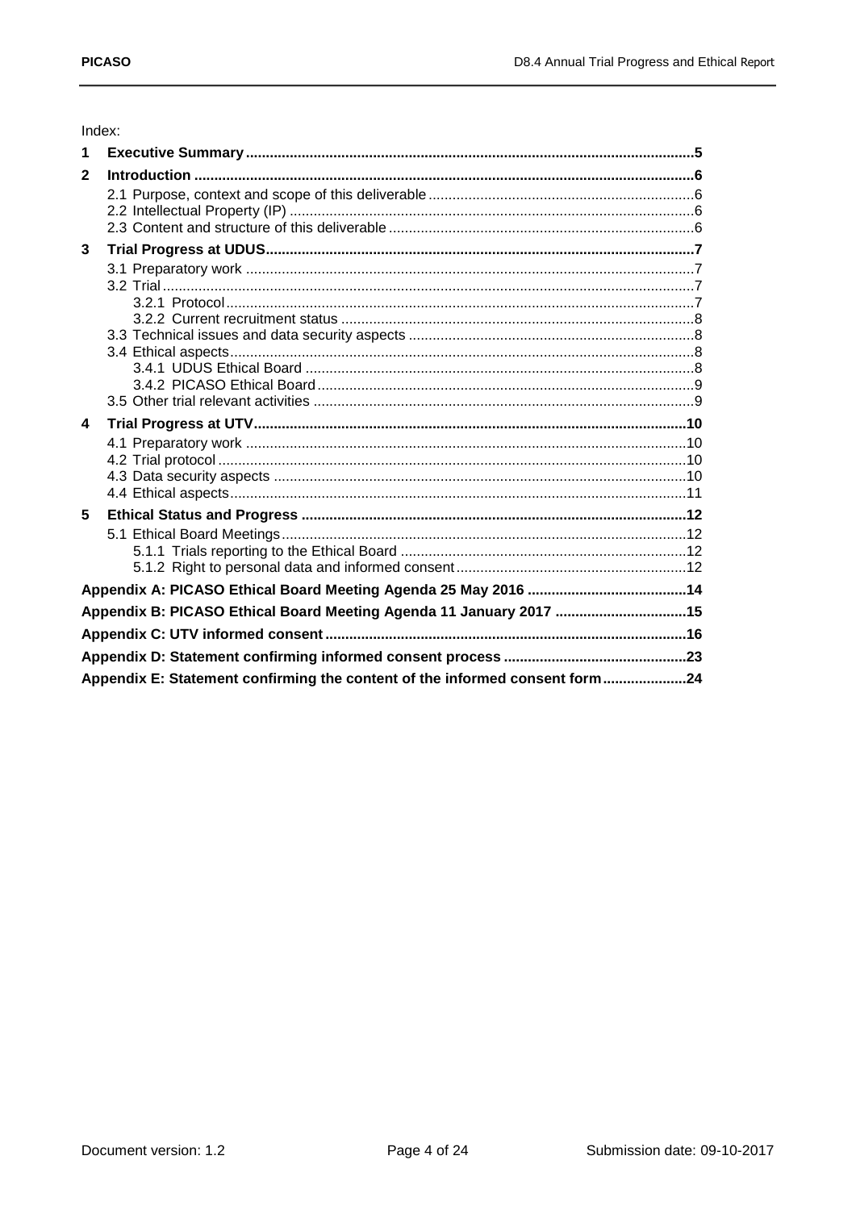Index:

1 **Executive Summary** ..... 5

2 **Introduction** ..... 6

- 2.1 Purpose, context and scope of this deliverable ..... 6
- 2.2 Intellectual Property (IP) ..... 6
- 2.3 Content and structure of this deliverable ..... 6

3 **Trial Progress at UDUS** ..... 7

- 3.1 Preparatory work ..... 7
- 3.2 Trial ..... 7
  - 3.2.1 Protocol ..... 7
  - 3.2.2 Current recruitment status ..... 8
- 3.3 Technical issues and data security aspects ..... 8
- 3.4 Ethical aspects ..... 8
  - 3.4.1 UDUS Ethical Board ..... 8
  - 3.4.2 PICASO Ethical Board ..... 9
- 3.5 Other trial relevant activities ..... 9

4 **Trial Progress at UTV** ..... 10

- 4.1 Preparatory work ..... 10
- 4.2 Trial protocol ..... 10
- 4.3 Data security aspects ..... 10
- 4.4 Ethical aspects ..... 11

5 **Ethical Status and Progress** ..... 12

- 5.1 Ethical Board Meetings ..... 12
  - 5.1.1 Trials reporting to the Ethical Board ..... 12
  - 5.1.2 Right to personal data and informed consent ..... 12

**Appendix A: PICASO Ethical Board Meeting Agenda 25 May 2016** ..... 14

**Appendix B: PICASO Ethical Board Meeting Agenda 11 January 2017** ..... 15

**Appendix C: UTV informed consent** ..... 16

**Appendix D: Statement confirming informed consent process** ..... 23

**Appendix E: Statement confirming the content of the informed consent form** ..... 24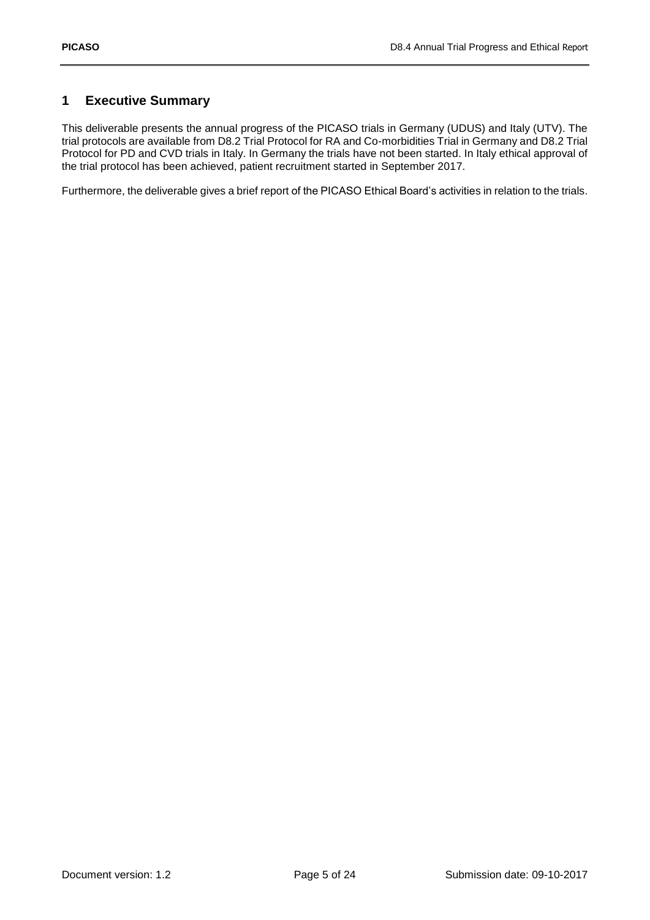# 1 Executive Summary

This deliverable presents the annual progress of the PICASO trials in Germany (UDUS) and Italy (UTV). The trial protocols are available from D8.2 Trial Protocol for RA and Co-morbidities Trial in Germany and D8.2 Trial Protocol for PD and CVD trials in Italy. In Germany the trials have not been started. In Italy ethical approval of the trial protocol has been achieved, patient recruitment started in September 2017.

Furthermore, the deliverable gives a brief report of the PICASO Ethical Board's activities in relation to the trials.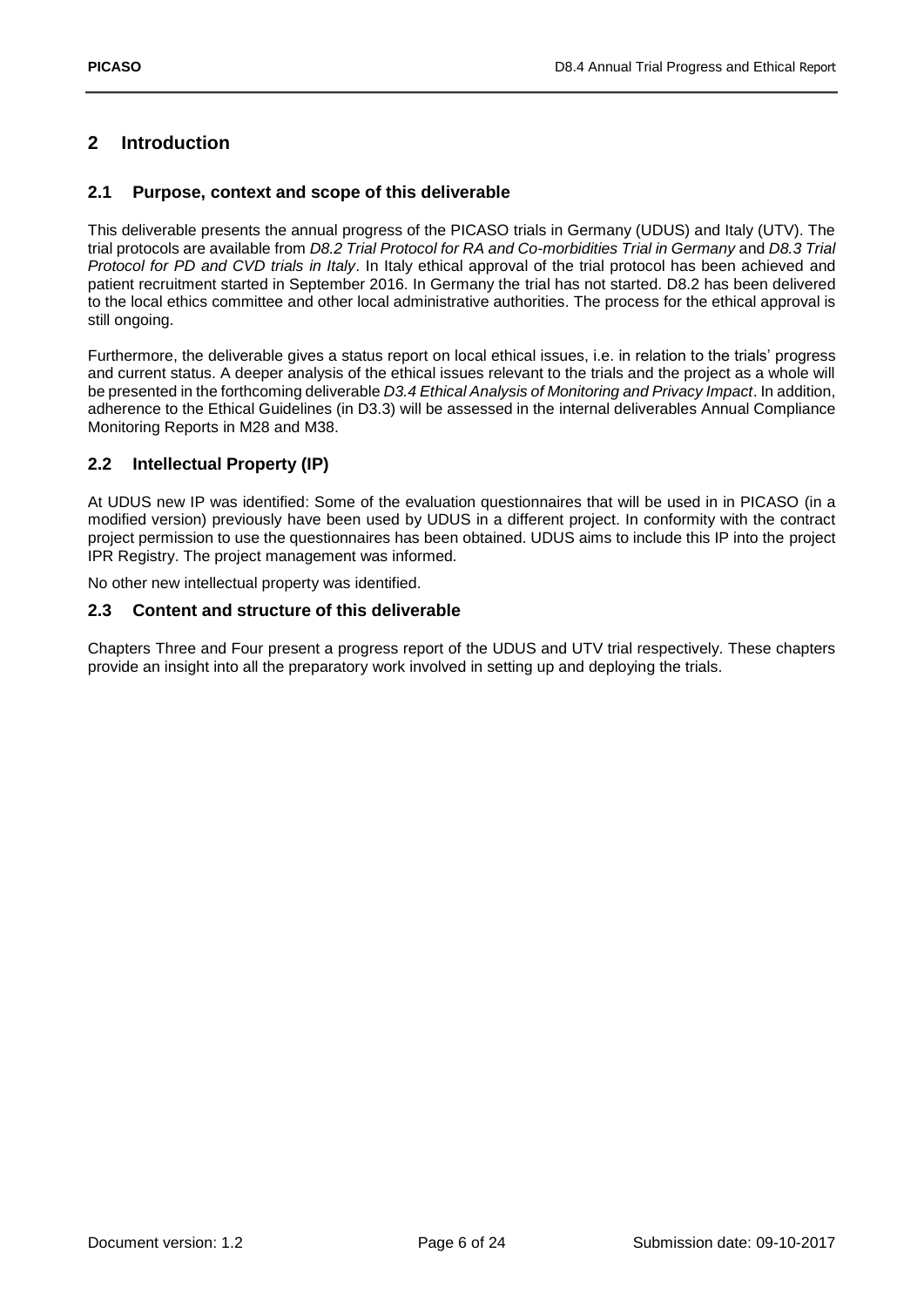# 2 Introduction

## 2.1 Purpose, context and scope of this deliverable

This deliverable presents the annual progress of the PICASO trials in Germany (UDUS) and Italy (UTV). The trial protocols are available from *D8.2 Trial Protocol for RA and Co-morbidities Trial in Germany* and *D8.3 Trial Protocol for PD and CVD trials in Italy*. In Italy ethical approval of the trial protocol has been achieved and patient recruitment started in September 2016. In Germany the trial has not started. D8.2 has been delivered to the local ethics committee and other local administrative authorities. The process for the ethical approval is still ongoing.

Furthermore, the deliverable gives a status report on local ethical issues, i.e. in relation to the trials' progress and current status. A deeper analysis of the ethical issues relevant to the trials and the project as a whole will be presented in the forthcoming deliverable *D3.4 Ethical Analysis of Monitoring and Privacy Impact*. In addition, adherence to the Ethical Guidelines (in D3.3) will be assessed in the internal deliverables Annual Compliance Monitoring Reports in M28 and M38.

## 2.2 Intellectual Property (IP)

At UDUS new IP was identified: Some of the evaluation questionnaires that will be used in in PICASO (in a modified version) previously have been used by UDUS in a different project. In conformity with the contract project permission to use the questionnaires has been obtained. UDUS aims to include this IP into the project IPR Registry. The project management was informed.

No other new intellectual property was identified.

## 2.3 Content and structure of this deliverable

Chapters Three and Four present a progress report of the UDUS and UTV trial respectively. These chapters provide an insight into all the preparatory work involved in setting up and deploying the trials.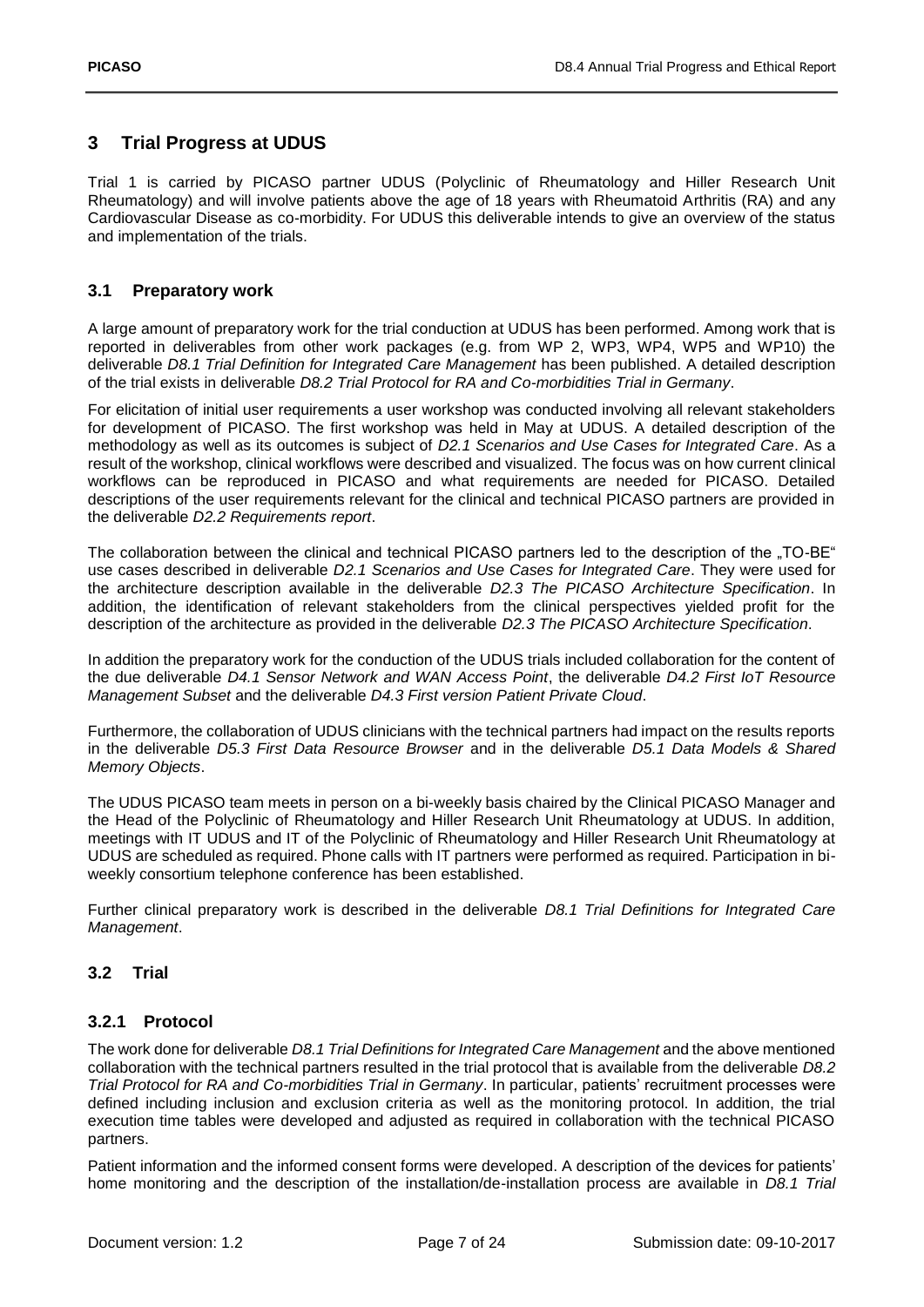# 3 Trial Progress at UDUS

Trial 1 is carried by PICASO partner UDUS (Polyclinic of Rheumatology and Hiller Research Unit Rheumatology) and will involve patients above the age of 18 years with Rheumatoid Arthritis (RA) and any Cardiovascular Disease as co-morbidity. For UDUS this deliverable intends to give an overview of the status and implementation of the trials.

## 3.1 Preparatory work

A large amount of preparatory work for the trial conduction at UDUS has been performed. Among work that is reported in deliverables from other work packages (e.g. from WP 2, WP3, WP4, WP5 and WP10) the deliverable *D8.1 Trial Definition for Integrated Care Management* has been published. A detailed description of the trial exists in deliverable *D8.2 Trial Protocol for RA and Co-morbidities Trial in Germany*.

For elicitation of initial user requirements a user workshop was conducted involving all relevant stakeholders for development of PICASO. The first workshop was held in May at UDUS. A detailed description of the methodology as well as its outcomes is subject of *D2.1 Scenarios and Use Cases for Integrated Care*. As a result of the workshop, clinical workflows were described and visualized. The focus was on how current clinical workflows can be reproduced in PICASO and what requirements are needed for PICASO. Detailed descriptions of the user requirements relevant for the clinical and technical PICASO partners are provided in the deliverable *D2.2 Requirements report*.

The collaboration between the clinical and technical PICASO partners led to the description of the „TO-BE" use cases described in deliverable *D2.1 Scenarios and Use Cases for Integrated Care*. They were used for the architecture description available in the deliverable *D2.3 The PICASO Architecture Specification*. In addition, the identification of relevant stakeholders from the clinical perspectives yielded profit for the description of the architecture as provided in the deliverable *D2.3 The PICASO Architecture Specification*.

In addition the preparatory work for the conduction of the UDUS trials included collaboration for the content of the due deliverable *D4.1 Sensor Network and WAN Access Point*, the deliverable *D4.2 First IoT Resource Management Subset* and the deliverable *D4.3 First version Patient Private Cloud*.

Furthermore, the collaboration of UDUS clinicians with the technical partners had impact on the results reports in the deliverable *D5.3 First Data Resource Browser* and in the deliverable *D5.1 Data Models & Shared Memory Objects*.

The UDUS PICASO team meets in person on a bi-weekly basis chaired by the Clinical PICASO Manager and the Head of the Polyclinic of Rheumatology and Hiller Research Unit Rheumatology at UDUS. In addition, meetings with IT UDUS and IT of the Polyclinic of Rheumatology and Hiller Research Unit Rheumatology at UDUS are scheduled as required. Phone calls with IT partners were performed as required. Participation in bi-weekly consortium telephone conference has been established.

Further clinical preparatory work is described in the deliverable *D8.1 Trial Definitions for Integrated Care Management*.

## 3.2 Trial

### 3.2.1 Protocol

The work done for deliverable *D8.1 Trial Definitions for Integrated Care Management* and the above mentioned collaboration with the technical partners resulted in the trial protocol that is available from the deliverable *D8.2 Trial Protocol for RA and Co-morbidities Trial in Germany*. In particular, patients' recruitment processes were defined including inclusion and exclusion criteria as well as the monitoring protocol. In addition, the trial execution time tables were developed and adjusted as required in collaboration with the technical PICASO partners.

Patient information and the informed consent forms were developed. A description of the devices for patients' home monitoring and the description of the installation/de-installation process are available in *D8.1 Trial*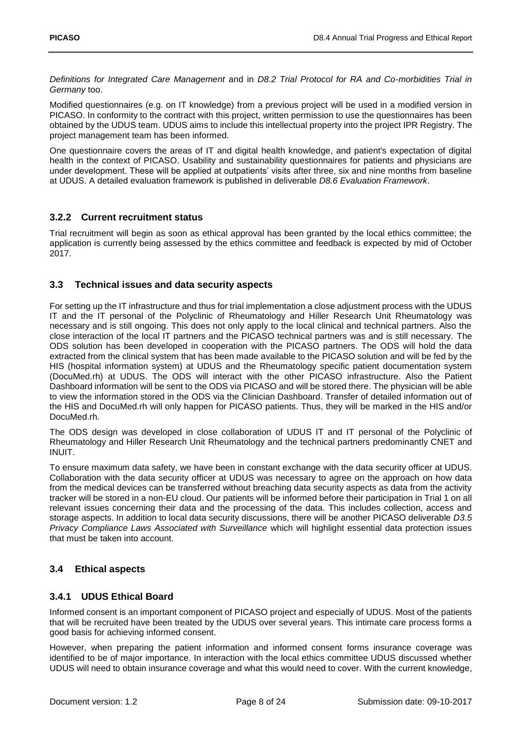*Definitions for Integrated Care Management* and in *D8.2 Trial Protocol for RA and Co-morbidities Trial in Germany* too.

Modified questionnaires (e.g. on IT knowledge) from a previous project will be used in a modified version in PICASO. In conformity to the contract with this project, written permission to use the questionnaires has been obtained by the UDUS team. UDUS aims to include this intellectual property into the project IPR Registry. The project management team has been informed.

One questionnaire covers the areas of IT and digital health knowledge, and patient's expectation of digital health in the context of PICASO. Usability and sustainability questionnaires for patients and physicians are under development. These will be applied at outpatients' visits after three, six and nine months from baseline at UDUS. A detailed evaluation framework is published in deliverable *D8.6 Evaluation Framework*.

### 3.2.2 Current recruitment status

Trial recruitment will begin as soon as ethical approval has been granted by the local ethics committee; the application is currently being assessed by the ethics committee and feedback is expected by mid of October 2017.

## 3.3 Technical issues and data security aspects

For setting up the IT infrastructure and thus for trial implementation a close adjustment process with the UDUS IT and the IT personal of the Polyclinic of Rheumatology and Hiller Research Unit Rheumatology was necessary and is still ongoing. This does not only apply to the local clinical and technical partners. Also the close interaction of the local IT partners and the PICASO technical partners was and is still necessary. The ODS solution has been developed in cooperation with the PICASO partners. The ODS will hold the data extracted from the clinical system that has been made available to the PICASO solution and will be fed by the HIS (hospital information system) at UDUS and the Rheumatology specific patient documentation system (DocuMed.rh) at UDUS. The ODS will interact with the other PICASO infrastructure. Also the Patient Dashboard information will be sent to the ODS via PICASO and will be stored there. The physician will be able to view the information stored in the ODS via the Clinician Dashboard. Transfer of detailed information out of the HIS and DocuMed.rh will only happen for PICASO patients. Thus, they will be marked in the HIS and/or DocuMed.rh.

The ODS design was developed in close collaboration of UDUS IT and IT personal of the Polyclinic of Rheumatology and Hiller Research Unit Rheumatology and the technical partners predominantly CNET and INUIT.

To ensure maximum data safety, we have been in constant exchange with the data security officer at UDUS. Collaboration with the data security officer at UDUS was necessary to agree on the approach on how data from the medical devices can be transferred without breaching data security aspects as data from the activity tracker will be stored in a non-EU cloud. Our patients will be informed before their participation in Trial 1 on all relevant issues concerning their data and the processing of the data. This includes collection, access and storage aspects. In addition to local data security discussions, there will be another PICASO deliverable *D3.5 Privacy Compliance Laws Associated with Surveillance* which will highlight essential data protection issues that must be taken into account.

## 3.4 Ethical aspects

### 3.4.1 UDUS Ethical Board

Informed consent is an important component of PICASO project and especially of UDUS. Most of the patients that will be recruited have been treated by the UDUS over several years. This intimate care process forms a good basis for achieving informed consent.

However, when preparing the patient information and informed consent forms insurance coverage was identified to be of major importance. In interaction with the local ethics committee UDUS discussed whether UDUS will need to obtain insurance coverage and what this would need to cover. With the current knowledge,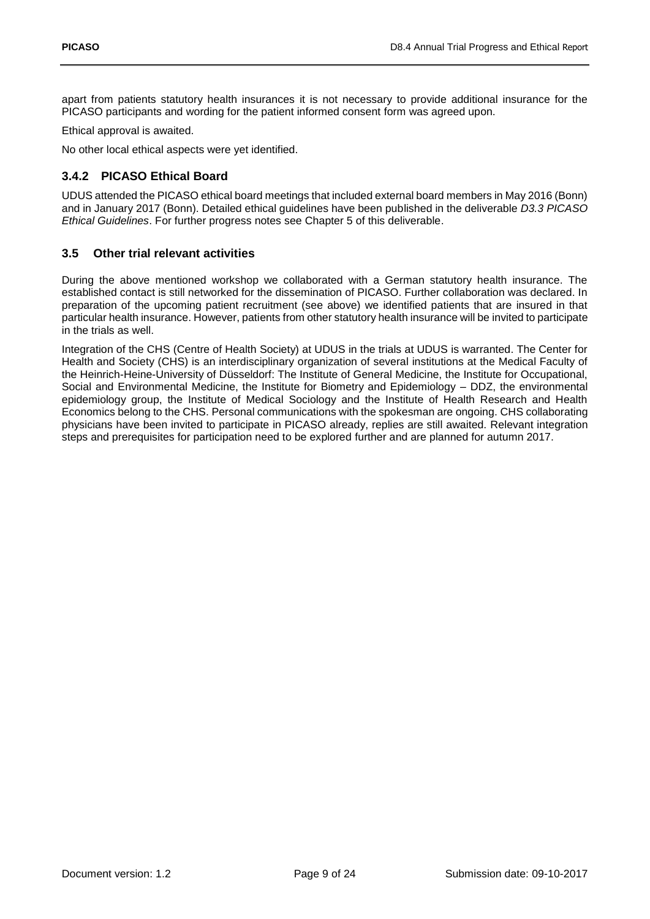apart from patients statutory health insurances it is not necessary to provide additional insurance for the PICASO participants and wording for the patient informed consent form was agreed upon.

Ethical approval is awaited.

No other local ethical aspects were yet identified.

### 3.4.2 PICASO Ethical Board

UDUS attended the PICASO ethical board meetings that included external board members in May 2016 (Bonn) and in January 2017 (Bonn). Detailed ethical guidelines have been published in the deliverable *D3.3 PICASO Ethical Guidelines*. For further progress notes see Chapter 5 of this deliverable.

## 3.5 Other trial relevant activities

During the above mentioned workshop we collaborated with a German statutory health insurance. The established contact is still networked for the dissemination of PICASO. Further collaboration was declared. In preparation of the upcoming patient recruitment (see above) we identified patients that are insured in that particular health insurance. However, patients from other statutory health insurance will be invited to participate in the trials as well.

Integration of the CHS (Centre of Health Society) at UDUS in the trials at UDUS is warranted. The Center for Health and Society (CHS) is an interdisciplinary organization of several institutions at the Medical Faculty of the Heinrich-Heine-University of Düsseldorf: The Institute of General Medicine, the Institute for Occupational, Social and Environmental Medicine, the Institute for Biometry and Epidemiology – DDZ, the environmental epidemiology group, the Institute of Medical Sociology and the Institute of Health Research and Health Economics belong to the CHS. Personal communications with the spokesman are ongoing. CHS collaborating physicians have been invited to participate in PICASO already, replies are still awaited. Relevant integration steps and prerequisites for participation need to be explored further and are planned for autumn 2017.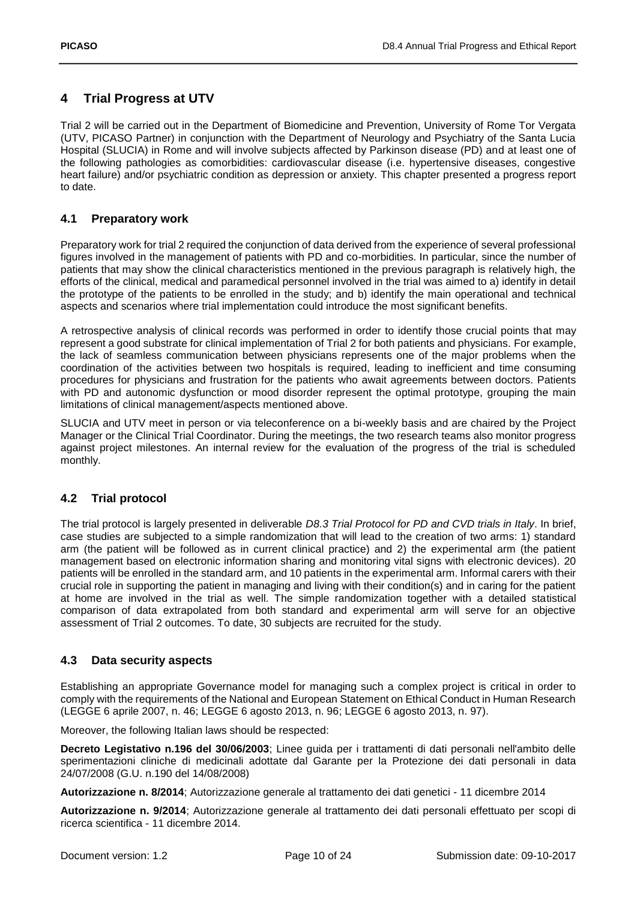# 4 Trial Progress at UTV

Trial 2 will be carried out in the Department of Biomedicine and Prevention, University of Rome Tor Vergata (UTV, PICASO Partner) in conjunction with the Department of Neurology and Psychiatry of the Santa Lucia Hospital (SLUCIA) in Rome and will involve subjects affected by Parkinson disease (PD) and at least one of the following pathologies as comorbidities: cardiovascular disease (i.e. hypertensive diseases, congestive heart failure) and/or psychiatric condition as depression or anxiety. This chapter presented a progress report to date.

## 4.1 Preparatory work

Preparatory work for trial 2 required the conjunction of data derived from the experience of several professional figures involved in the management of patients with PD and co-morbidities. In particular, since the number of patients that may show the clinical characteristics mentioned in the previous paragraph is relatively high, the efforts of the clinical, medical and paramedical personnel involved in the trial was aimed to a) identify in detail the prototype of the patients to be enrolled in the study; and b) identify the main operational and technical aspects and scenarios where trial implementation could introduce the most significant benefits.

A retrospective analysis of clinical records was performed in order to identify those crucial points that may represent a good substrate for clinical implementation of Trial 2 for both patients and physicians. For example, the lack of seamless communication between physicians represents one of the major problems when the coordination of the activities between two hospitals is required, leading to inefficient and time consuming procedures for physicians and frustration for the patients who await agreements between doctors. Patients with PD and autonomic dysfunction or mood disorder represent the optimal prototype, grouping the main limitations of clinical management/aspects mentioned above.

SLUCIA and UTV meet in person or via teleconference on a bi-weekly basis and are chaired by the Project Manager or the Clinical Trial Coordinator. During the meetings, the two research teams also monitor progress against project milestones. An internal review for the evaluation of the progress of the trial is scheduled monthly.

## 4.2 Trial protocol

The trial protocol is largely presented in deliverable *D8.3 Trial Protocol for PD and CVD trials in Italy*. In brief, case studies are subjected to a simple randomization that will lead to the creation of two arms: 1) standard arm (the patient will be followed as in current clinical practice) and 2) the experimental arm (the patient management based on electronic information sharing and monitoring vital signs with electronic devices). 20 patients will be enrolled in the standard arm, and 10 patients in the experimental arm. Informal carers with their crucial role in supporting the patient in managing and living with their condition(s) and in caring for the patient at home are involved in the trial as well. The simple randomization together with a detailed statistical comparison of data extrapolated from both standard and experimental arm will serve for an objective assessment of Trial 2 outcomes. To date, 30 subjects are recruited for the study.

## 4.3 Data security aspects

Establishing an appropriate Governance model for managing such a complex project is critical in order to comply with the requirements of the National and European Statement on Ethical Conduct in Human Research (LEGGE 6 aprile 2007, n. 46; LEGGE 6 agosto 2013, n. 96; LEGGE 6 agosto 2013, n. 97).

Moreover, the following Italian laws should be respected:

**Decreto Legistativo n.196 del 30/06/2003**; Linee guida per i trattamenti di dati personali nell'ambito delle sperimentazioni cliniche di medicinali adottate dal Garante per la Protezione dei dati personali in data 24/07/2008 (G.U. n.190 del 14/08/2008)

**Autorizzazione n. 8/2014**; Autorizzazione generale al trattamento dei dati genetici - 11 dicembre 2014

**Autorizzazione n. 9/2014**; Autorizzazione generale al trattamento dei dati personali effettuato per scopi di ricerca scientifica - 11 dicembre 2014.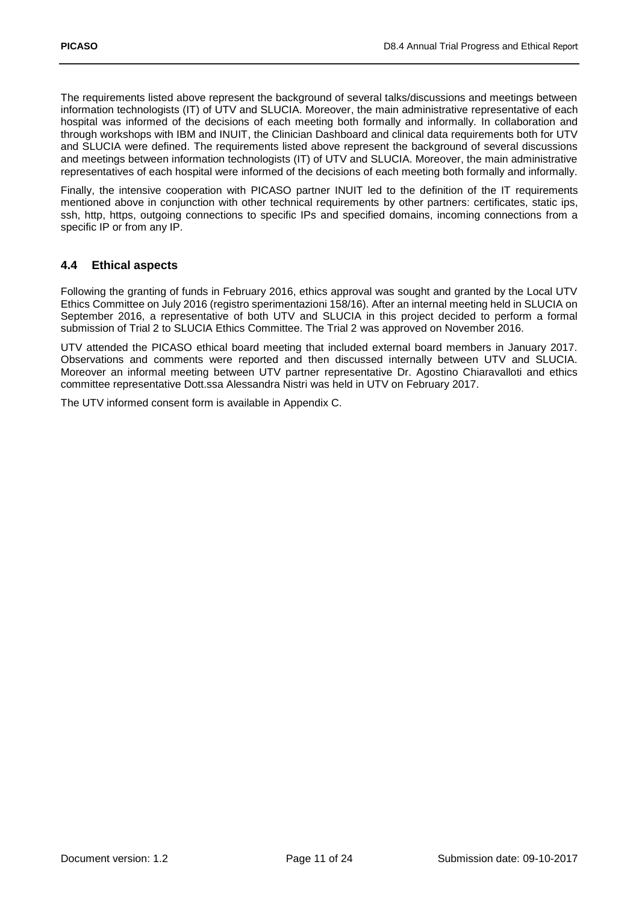The requirements listed above represent the background of several talks/discussions and meetings between information technologists (IT) of UTV and SLUCIA. Moreover, the main administrative representative of each hospital was informed of the decisions of each meeting both formally and informally. In collaboration and through workshops with IBM and INUIT, the Clinician Dashboard and clinical data requirements both for UTV and SLUCIA were defined. The requirements listed above represent the background of several discussions and meetings between information technologists (IT) of UTV and SLUCIA. Moreover, the main administrative representatives of each hospital were informed of the decisions of each meeting both formally and informally.

Finally, the intensive cooperation with PICASO partner INUIT led to the definition of the IT requirements mentioned above in conjunction with other technical requirements by other partners: certificates, static ips, ssh, http, https, outgoing connections to specific IPs and specified domains, incoming connections from a specific IP or from any IP.

## 4.4 Ethical aspects

Following the granting of funds in February 2016, ethics approval was sought and granted by the Local UTV Ethics Committee on July 2016 (registro sperimentazioni 158/16). After an internal meeting held in SLUCIA on September 2016, a representative of both UTV and SLUCIA in this project decided to perform a formal submission of Trial 2 to SLUCIA Ethics Committee. The Trial 2 was approved on November 2016.

UTV attended the PICASO ethical board meeting that included external board members in January 2017. Observations and comments were reported and then discussed internally between UTV and SLUCIA. Moreover an informal meeting between UTV partner representative Dr. Agostino Chiaravalloti and ethics committee representative Dott.ssa Alessandra Nistri was held in UTV on February 2017.

The UTV informed consent form is available in Appendix C.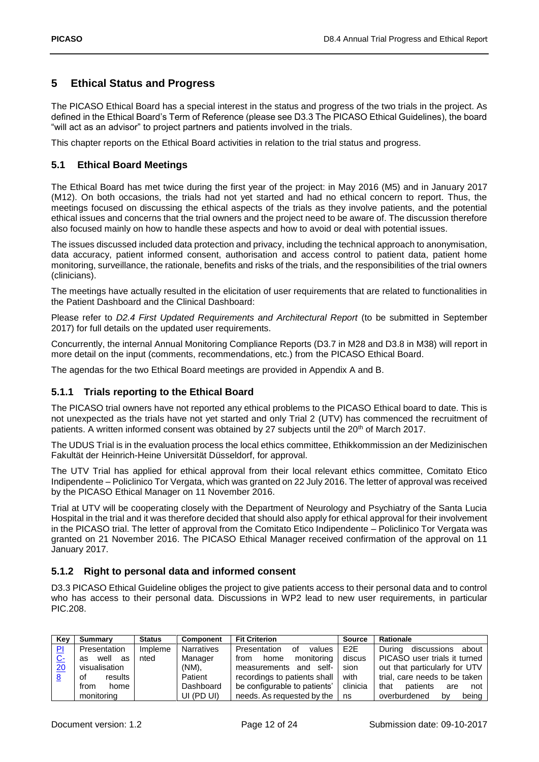## 5 Ethical Status and Progress

The PICASO Ethical Board has a special interest in the status and progress of the two trials in the project. As defined in the Ethical Board's Term of Reference (please see D3.3 The PICASO Ethical Guidelines), the board "will act as an advisor" to project partners and patients involved in the trials.

This chapter reports on the Ethical Board activities in relation to the trial status and progress.

### 5.1 Ethical Board Meetings

The Ethical Board has met twice during the first year of the project: in May 2016 (M5) and in January 2017 (M12). On both occasions, the trials had not yet started and had no ethical concern to report. Thus, the meetings focused on discussing the ethical aspects of the trials as they involve patients, and the potential ethical issues and concerns that the trial owners and the project need to be aware of. The discussion therefore also focused mainly on how to handle these aspects and how to avoid or deal with potential issues.

The issues discussed included data protection and privacy, including the technical approach to anonymisation, data accuracy, patient informed consent, authorisation and access control to patient data, patient home monitoring, surveillance, the rationale, benefits and risks of the trials, and the responsibilities of the trial owners (clinicians).

The meetings have actually resulted in the elicitation of user requirements that are related to functionalities in the Patient Dashboard and the Clinical Dashboard:

Please refer to *D2.4 First Updated Requirements and Architectural Report* (to be submitted in September 2017) for full details on the updated user requirements.

Concurrently, the internal Annual Monitoring Compliance Reports (D3.7 in M28 and D3.8 in M38) will report in more detail on the input (comments, recommendations, etc.) from the PICASO Ethical Board.

The agendas for the two Ethical Board meetings are provided in Appendix A and B.

#### 5.1.1 Trials reporting to the Ethical Board

The PICASO trial owners have not reported any ethical problems to the PICASO Ethical board to date. This is not unexpected as the trials have not yet started and only Trial 2 (UTV) has commenced the recruitment of patients. A written informed consent was obtained by 27 subjects until the 20th of March 2017.

The UDUS Trial is in the evaluation process the local ethics committee, Ethikkommission an der Medizinischen Fakultät der Heinrich-Heine Universität Düsseldorf, for approval.

The UTV Trial has applied for ethical approval from their local relevant ethics committee, Comitato Etico Indipendente – Policlinico Tor Vergata, which was granted on 22 July 2016. The letter of approval was received by the PICASO Ethical Manager on 11 November 2016.

Trial at UTV will be cooperating closely with the Department of Neurology and Psychiatry of the Santa Lucia Hospital in the trial and it was therefore decided that should also apply for ethical approval for their involvement in the PICASO trial. The letter of approval from the Comitato Etico Indipendente – Policlinico Tor Vergata was granted on 21 November 2016. The PICASO Ethical Manager received confirmation of the approval on 11 January 2017.

#### 5.1.2 Right to personal data and informed consent

D3.3 PICASO Ethical Guideline obliges the project to give patients access to their personal data and to control who has access to their personal data. Discussions in WP2 lead to new user requirements, in particular PIC.208.

| Key | Summary | Status | Component | Fit Criterion | Source | Rationale |
|---|---|---|---|---|---|---|
| PIC-208 | Presentation as well as visualisation of results from home monitoring | Implemented | Narratives Manager (NM), Patient Dashboard UI (PD UI) | Presentation of values from home monitoring measurements and self-recordings to patients shall be configurable to patients' needs. As requested by the | E2E discussion with clinicians | During discussions about PICASO user trials it turned out that particularly for UTV trial, care needs to be taken that patients are not overburdened by being |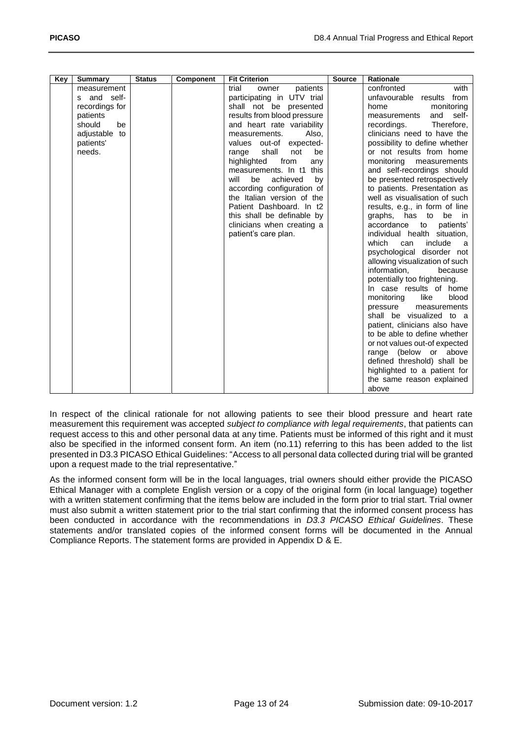| Key | Summary | Status | Component | Fit Criterion | Source | Rationale |
|---|---|---|---|---|---|---|
| | measurements and self-recordings for patients should be adjustable to patients' needs. | | | trial owner patients participating in UTV trial shall not be presented results from blood pressure and heart rate variability measurements. Also, values out-of expected-range shall not be highlighted from any measurements. In t1 this will be achieved by according configuration of the Italian version of the Patient Dashboard. In t2 this shall be definable by clinicians when creating a patient's care plan. | | confronted with unfavourable results from home monitoring measurements and self-recordings. Therefore, clinicians need to have the possibility to define whether or not results from home monitoring measurements and self-recordings should be presented retrospectively to patients. Presentation as well as visualisation of such results, e.g., in form of line graphs, has to be in accordance to patients' individual health situation, which can include a psychological disorder not allowing visualization of such information, because potentially too frightening. In case results of home monitoring like blood pressure measurements shall be visualized to a patient, clinicians also have to be able to define whether or not values out-of expected range (below or above defined threshold) shall be highlighted to a patient for the same reason explained above |

In respect of the clinical rationale for not allowing patients to see their blood pressure and heart rate measurement this requirement was accepted *subject to compliance with legal requirements*, that patients can request access to this and other personal data at any time. Patients must be informed of this right and it must also be specified in the informed consent form. An item (no.11) referring to this has been added to the list presented in D3.3 PICASO Ethical Guidelines: "Access to all personal data collected during trial will be granted upon a request made to the trial representative."

As the informed consent form will be in the local languages, trial owners should either provide the PICASO Ethical Manager with a complete English version or a copy of the original form (in local language) together with a written statement confirming that the items below are included in the form prior to trial start. Trial owner must also submit a written statement prior to the trial start confirming that the informed consent process has been conducted in accordance with the recommendations in *D3.3 PICASO Ethical Guidelines*. These statements and/or translated copies of the informed consent forms will be documented in the Annual Compliance Reports. The statement forms are provided in Appendix D & E.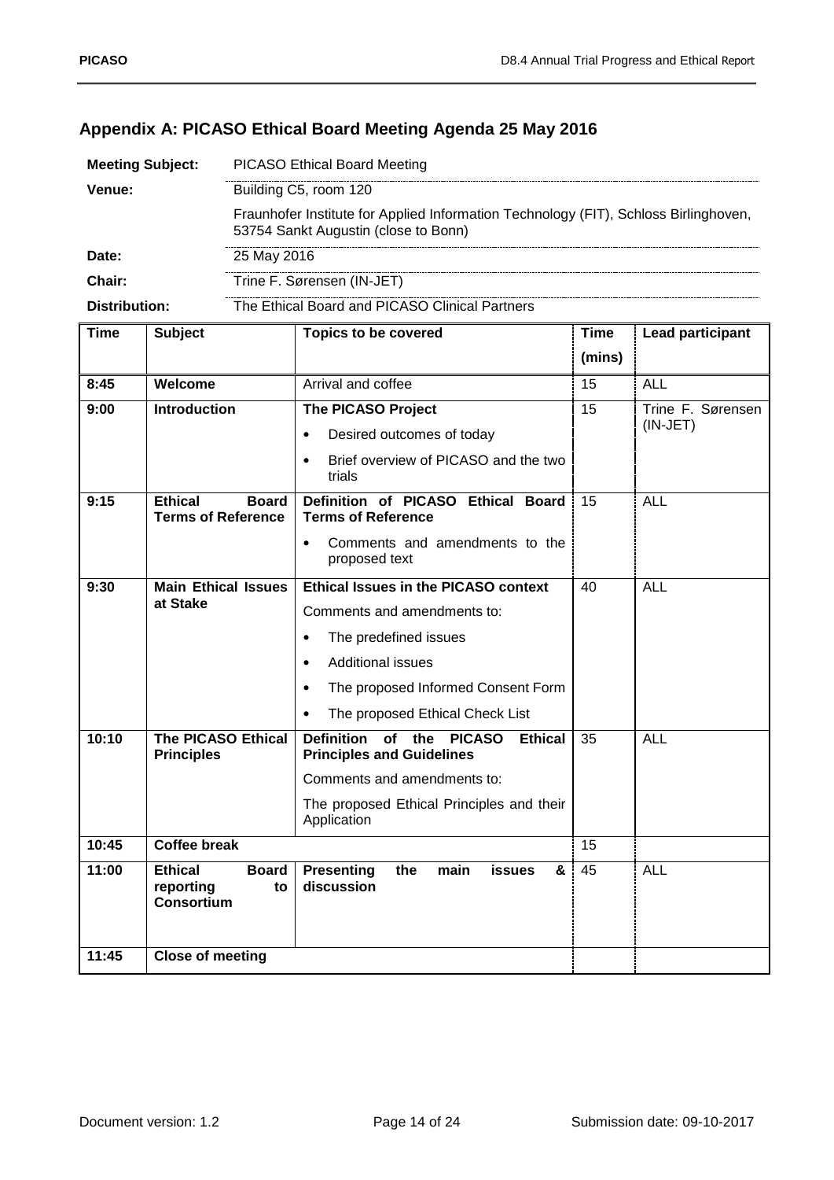## Appendix A: PICASO Ethical Board Meeting Agenda 25 May 2016

| | |
|---|---|
| **Meeting Subject:** | PICASO Ethical Board Meeting |
| **Venue:** | Building C5, room 120<br>Fraunhofer Institute for Applied Information Technology (FIT), Schloss Birlinghoven, 53754 Sankt Augustin (close to Bonn) |
| **Date:** | 25 May 2016 |
| **Chair:** | Trine F. Sørensen (IN-JET) |
| **Distribution:** | The Ethical Board and PICASO Clinical Partners |

| Time | Subject | Topics to be covered | Time (mins) | Lead participant |
|---|---|---|---|---|
| **8:45** | **Welcome** | Arrival and coffee | 15 | ALL |
| **9:00** | **Introduction** | **The PICASO Project**<br>• Desired outcomes of today<br>• Brief overview of PICASO and the two trials | 15 | Trine F. Sørensen (IN-JET) |
| **9:15** | **Ethical Board Terms of Reference** | **Definition of PICASO Ethical Board Terms of Reference**<br>• Comments and amendments to the proposed text | 15 | ALL |
| **9:30** | **Main Ethical Issues at Stake** | **Ethical Issues in the PICASO context**<br>Comments and amendments to:<br>• The predefined issues<br>• Additional issues<br>• The proposed Informed Consent Form<br>• The proposed Ethical Check List | 40 | ALL |
| **10:10** | **The PICASO Ethical Principles** | **Definition of the PICASO Ethical Principles and Guidelines**<br>Comments and amendments to:<br>The proposed Ethical Principles and their Application | 35 | ALL |
| **10:45** | **Coffee break** | | 15 | |
| **11:00** | **Ethical Board reporting to Consortium** | **Presenting the main issues & discussion** | 45 | ALL |
| **11:45** | **Close of meeting** | | | |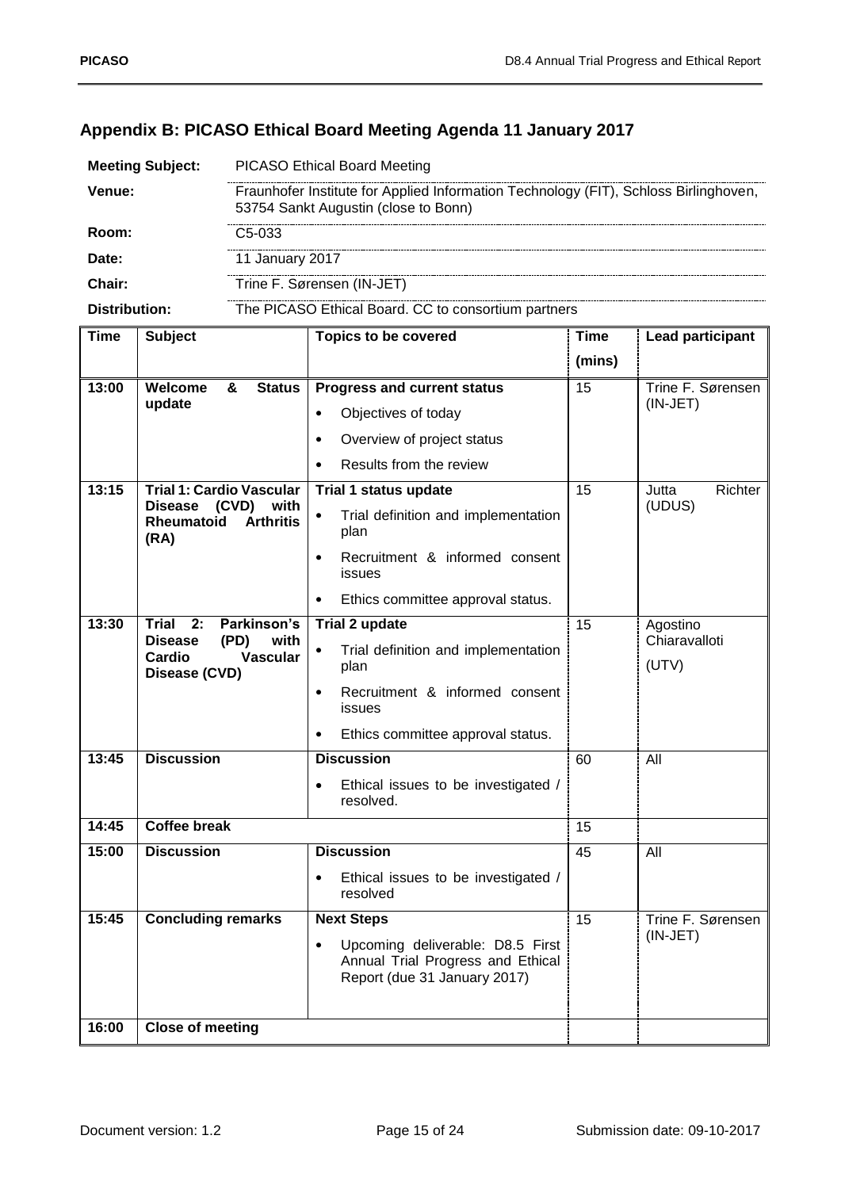## Appendix B: PICASO Ethical Board Meeting Agenda 11 January 2017

| | |
|---|---|
| **Meeting Subject:** | PICASO Ethical Board Meeting |
| **Venue:** | Fraunhofer Institute for Applied Information Technology (FIT), Schloss Birlinghoven, 53754 Sankt Augustin (close to Bonn) |
| **Room:** | C5-033 |
| **Date:** | 11 January 2017 |
| **Chair:** | Trine F. Sørensen (IN-JET) |
| **Distribution:** | The PICASO Ethical Board. CC to consortium partners |

| Time | Subject | Topics to be covered | Time (mins) | Lead participant |
|---|---|---|---|---|
| **13:00** | **Welcome & Status update** | **Progress and current status**<br>• Objectives of today<br>• Overview of project status<br>• Results from the review | 15 | Trine F. Sørensen (IN-JET) |
| **13:15** | **Trial 1: Cardio Vascular Disease (CVD) with Rheumatoid Arthritis (RA)** | **Trial 1 status update**<br>• Trial definition and implementation plan<br>• Recruitment & informed consent issues<br>• Ethics committee approval status. | 15 | Jutta Richter (UDUS) |
| **13:30** | **Trial 2: Parkinson's Disease (PD) with Cardio Vascular Disease (CVD)** | **Trial 2 update**<br>• Trial definition and implementation plan<br>• Recruitment & informed consent issues<br>• Ethics committee approval status. | 15 | Agostino Chiaravalloti (UTV) |
| **13:45** | **Discussion** | **Discussion**<br>• Ethical issues to be investigated / resolved. | 60 | All |
| **14:45** | **Coffee break** | | 15 | |
| **15:00** | **Discussion** | **Discussion**<br>• Ethical issues to be investigated / resolved | 45 | All |
| **15:45** | **Concluding remarks** | **Next Steps**<br>• Upcoming deliverable: D8.5 First Annual Trial Progress and Ethical Report (due 31 January 2017) | 15 | Trine F. Sørensen (IN-JET) |
| **16:00** | **Close of meeting** | | | |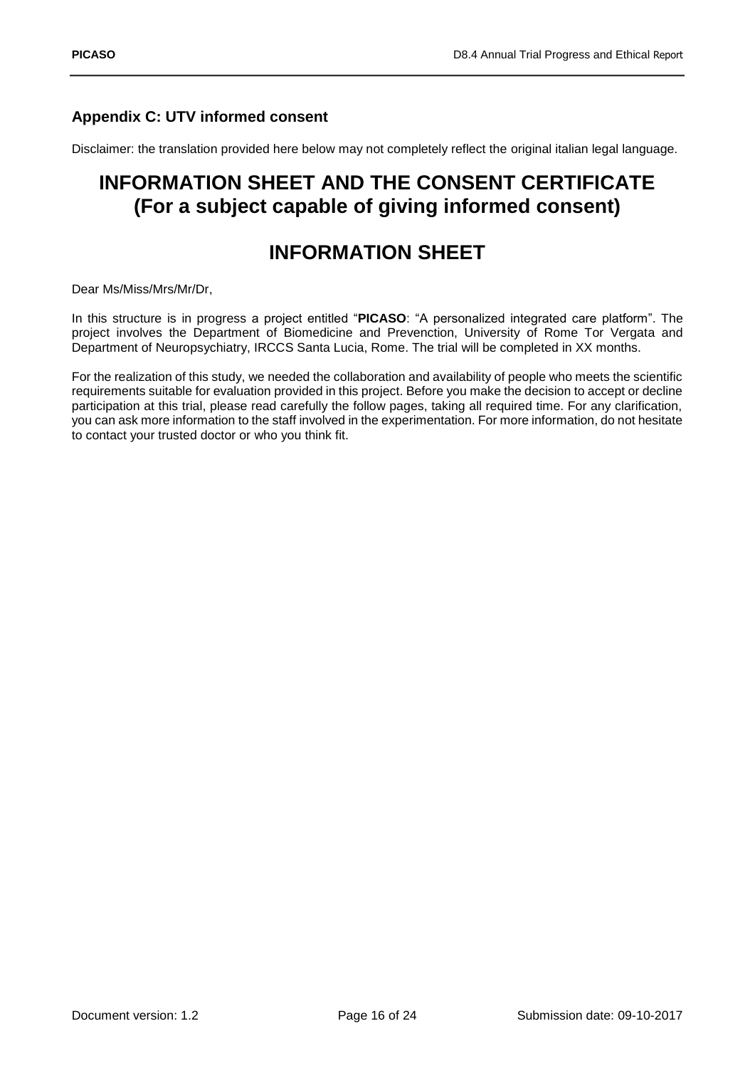## Appendix C: UTV informed consent

Disclaimer: the translation provided here below may not completely reflect the original italian legal language.

# INFORMATION SHEET AND THE CONSENT CERTIFICATE (For a subject capable of giving informed consent)

# INFORMATION SHEET

Dear Ms/Miss/Mrs/Mr/Dr,

In this structure is in progress a project entitled "**PICASO**: "A personalized integrated care platform". The project involves the Department of Biomedicine and Prevenction, University of Rome Tor Vergata and Department of Neuropsychiatry, IRCCS Santa Lucia, Rome. The trial will be completed in XX months.

For the realization of this study, we needed the collaboration and availability of people who meets the scientific requirements suitable for evaluation provided in this project. Before you make the decision to accept or decline participation at this trial, please read carefully the follow pages, taking all required time. For any clarification, you can ask more information to the staff involved in the experimentation. For more information, do not hesitate to contact your trusted doctor or who you think fit.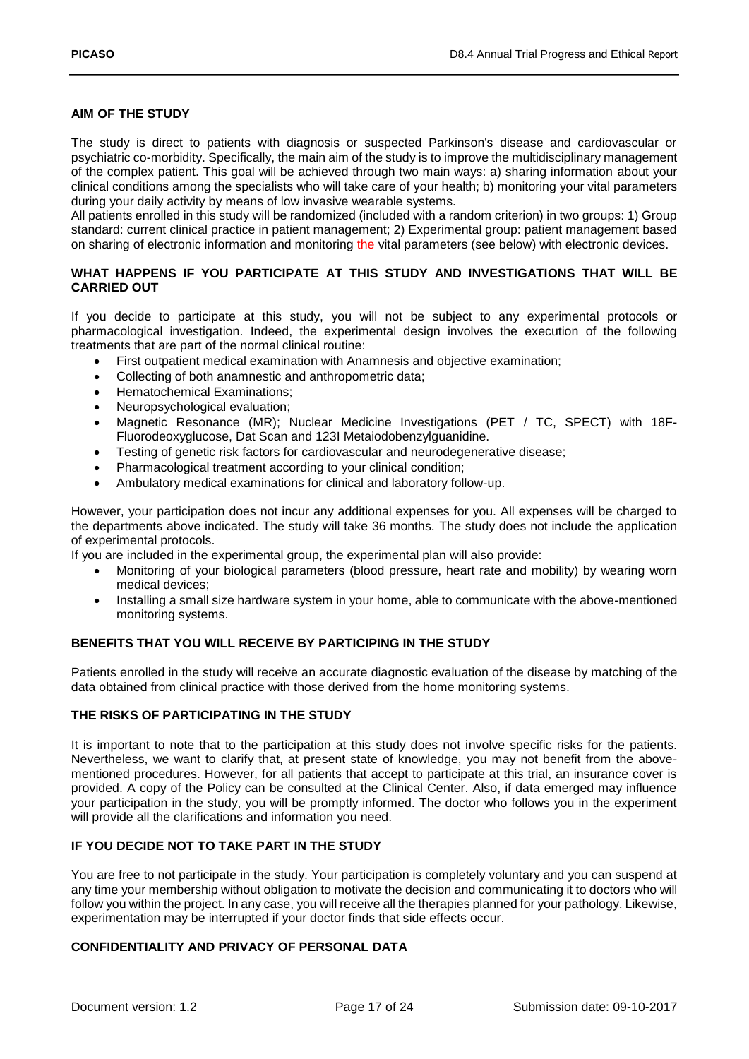**AIM OF THE STUDY**

The study is direct to patients with diagnosis or suspected Parkinson's disease and cardiovascular or psychiatric co-morbidity. Specifically, the main aim of the study is to improve the multidisciplinary management of the complex patient. This goal will be achieved through two main ways: a) sharing information about your clinical conditions among the specialists who will take care of your health; b) monitoring your vital parameters during your daily activity by means of low invasive wearable systems.
All patients enrolled in this study will be randomized (included with a random criterion) in two groups: 1) Group standard: current clinical practice in patient management; 2) Experimental group: patient management based on sharing of electronic information and monitoring the vital parameters (see below) with electronic devices.

**WHAT HAPPENS IF YOU PARTICIPATE AT THIS STUDY AND INVESTIGATIONS THAT WILL BE CARRIED OUT**

If you decide to participate at this study, you will not be subject to any experimental protocols or pharmacological investigation. Indeed, the experimental design involves the execution of the following treatments that are part of the normal clinical routine:

- First outpatient medical examination with Anamnesis and objective examination;
- Collecting of both anamnestic and anthropometric data;
- Hematochemical Examinations;
- Neuropsychological evaluation;
- Magnetic Resonance (MR); Nuclear Medicine Investigations (PET / TC, SPECT) with 18F-Fluorodeoxyglucose, Dat Scan and 123I Metaiodobenzylguanidine.
- Testing of genetic risk factors for cardiovascular and neurodegenerative disease;
- Pharmacological treatment according to your clinical condition;
- Ambulatory medical examinations for clinical and laboratory follow-up.

However, your participation does not incur any additional expenses for you. All expenses will be charged to the departments above indicated. The study will take 36 months. The study does not include the application of experimental protocols.
If you are included in the experimental group, the experimental plan will also provide:

- Monitoring of your biological parameters (blood pressure, heart rate and mobility) by wearing worn medical devices;
- Installing a small size hardware system in your home, able to communicate with the above-mentioned monitoring systems.

**BENEFITS THAT YOU WILL RECEIVE BY PARTICIPING IN THE STUDY**

Patients enrolled in the study will receive an accurate diagnostic evaluation of the disease by matching of the data obtained from clinical practice with those derived from the home monitoring systems.

**THE RISKS OF PARTICIPATING IN THE STUDY**

It is important to note that to the participation at this study does not involve specific risks for the patients. Nevertheless, we want to clarify that, at present state of knowledge, you may not benefit from the above-mentioned procedures. However, for all patients that accept to participate at this trial, an insurance cover is provided. A copy of the Policy can be consulted at the Clinical Center. Also, if data emerged may influence your participation in the study, you will be promptly informed. The doctor who follows you in the experiment will provide all the clarifications and information you need.

**IF YOU DECIDE NOT TO TAKE PART IN THE STUDY**

You are free to not participate in the study. Your participation is completely voluntary and you can suspend at any time your membership without obligation to motivate the decision and communicating it to doctors who will follow you within the project. In any case, you will receive all the therapies planned for your pathology. Likewise, experimentation may be interrupted if your doctor finds that side effects occur.

**CONFIDENTIALITY AND PRIVACY OF PERSONAL DATA**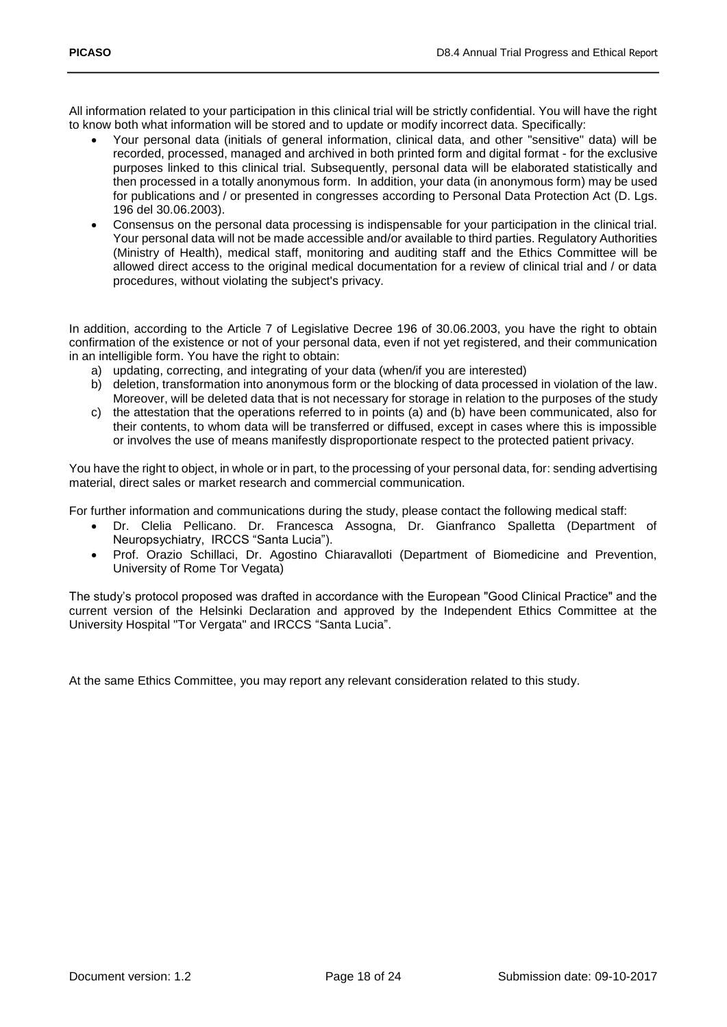All information related to your participation in this clinical trial will be strictly confidential. You will have the right to know both what information will be stored and to update or modify incorrect data. Specifically:

- Your personal data (initials of general information, clinical data, and other "sensitive" data) will be recorded, processed, managed and archived in both printed form and digital format - for the exclusive purposes linked to this clinical trial. Subsequently, personal data will be elaborated statistically and then processed in a totally anonymous form. In addition, your data (in anonymous form) may be used for publications and / or presented in congresses according to Personal Data Protection Act (D. Lgs. 196 del 30.06.2003).
- Consensus on the personal data processing is indispensable for your participation in the clinical trial. Your personal data will not be made accessible and/or available to third parties. Regulatory Authorities (Ministry of Health), medical staff, monitoring and auditing staff and the Ethics Committee will be allowed direct access to the original medical documentation for a review of clinical trial and / or data procedures, without violating the subject's privacy.

In addition, according to the Article 7 of Legislative Decree 196 of 30.06.2003, you have the right to obtain confirmation of the existence or not of your personal data, even if not yet registered, and their communication in an intelligible form. You have the right to obtain:

a) updating, correcting, and integrating of your data (when/if you are interested)
b) deletion, transformation into anonymous form or the blocking of data processed in violation of the law. Moreover, will be deleted data that is not necessary for storage in relation to the purposes of the study
c) the attestation that the operations referred to in points (a) and (b) have been communicated, also for their contents, to whom data will be transferred or diffused, except in cases where this is impossible or involves the use of means manifestly disproportionate respect to the protected patient privacy.

You have the right to object, in whole or in part, to the processing of your personal data, for: sending advertising material, direct sales or market research and commercial communication.

For further information and communications during the study, please contact the following medical staff:

- Dr. Clelia Pellicano. Dr. Francesca Assogna, Dr. Gianfranco Spalletta (Department of Neuropsychiatry, IRCCS "Santa Lucia").
- Prof. Orazio Schillaci, Dr. Agostino Chiaravalloti (Department of Biomedicine and Prevention, University of Rome Tor Vegata)

The study's protocol proposed was drafted in accordance with the European "Good Clinical Practice" and the current version of the Helsinki Declaration and approved by the Independent Ethics Committee at the University Hospital "Tor Vergata" and IRCCS "Santa Lucia".

At the same Ethics Committee, you may report any relevant consideration related to this study.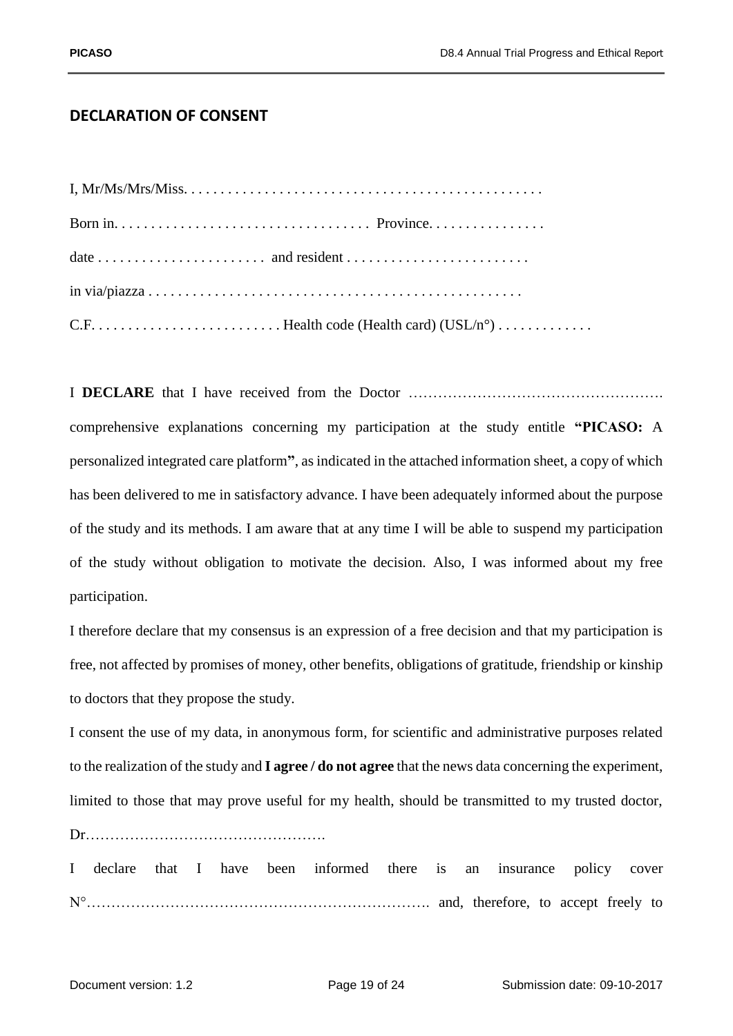## DECLARATION OF CONSENT

I, Mr/Ms/Mrs/Miss. . . . . . . . . . . . . . . . . . . . . . . . . . . . . . . . . . . . . . . . . . . . . . . .

Born in. . . . . . . . . . . . . . . . . . . . . . . . . . . . . . . . . . Province. . . . . . . . . . . . . . . .

date . . . . . . . . . . . . . . . . . . . . . . . and resident . . . . . . . . . . . . . . . . . . . . . . . . .

in via/piazza . . . . . . . . . . . . . . . . . . . . . . . . . . . . . . . . . . . . . . . . . . . . . . . . . .

C.F. . . . . . . . . . . . . . . . . . . . . . . . . . . Health code (Health card) (USL/n°) . . . . . . . . . . . . .

I **DECLARE** that I have received from the Doctor ……………………………………………. comprehensive explanations concerning my participation at the study entitle **"PICASO:** A personalized integrated care platform**"**, as indicated in the attached information sheet, a copy of which has been delivered to me in satisfactory advance. I have been adequately informed about the purpose of the study and its methods. I am aware that at any time I will be able to suspend my participation of the study without obligation to motivate the decision. Also, I was informed about my free participation.

I therefore declare that my consensus is an expression of a free decision and that my participation is free, not affected by promises of money, other benefits, obligations of gratitude, friendship or kinship to doctors that they propose the study.

I consent the use of my data, in anonymous form, for scientific and administrative purposes related to the realization of the study and **I agree / do not agree** that the news data concerning the experiment, limited to those that may prove useful for my health, should be transmitted to my trusted doctor, Dr………………………………………….

I declare that I have been informed there is an insurance policy cover N°……………………………………………………………. and, therefore, to accept freely to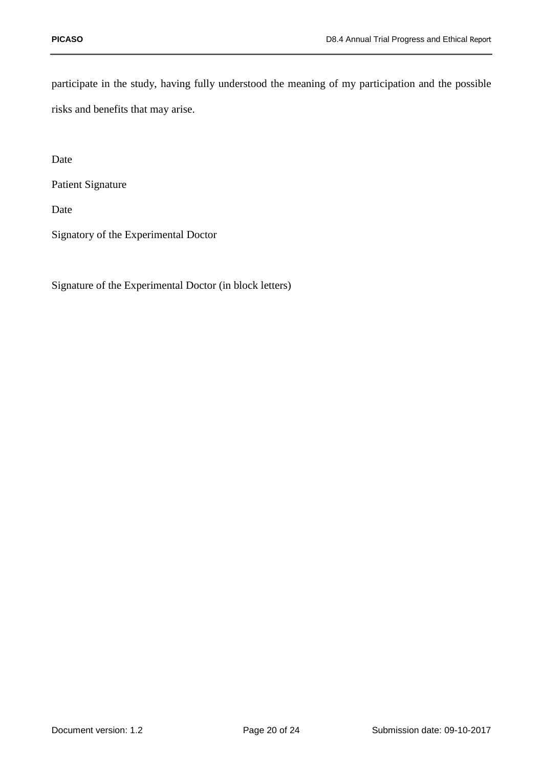participate in the study, having fully understood the meaning of my participation and the possible risks and benefits that may arise.

Date

Patient Signature

Date

Signatory of the Experimental Doctor

Signature of the Experimental Doctor (in block letters)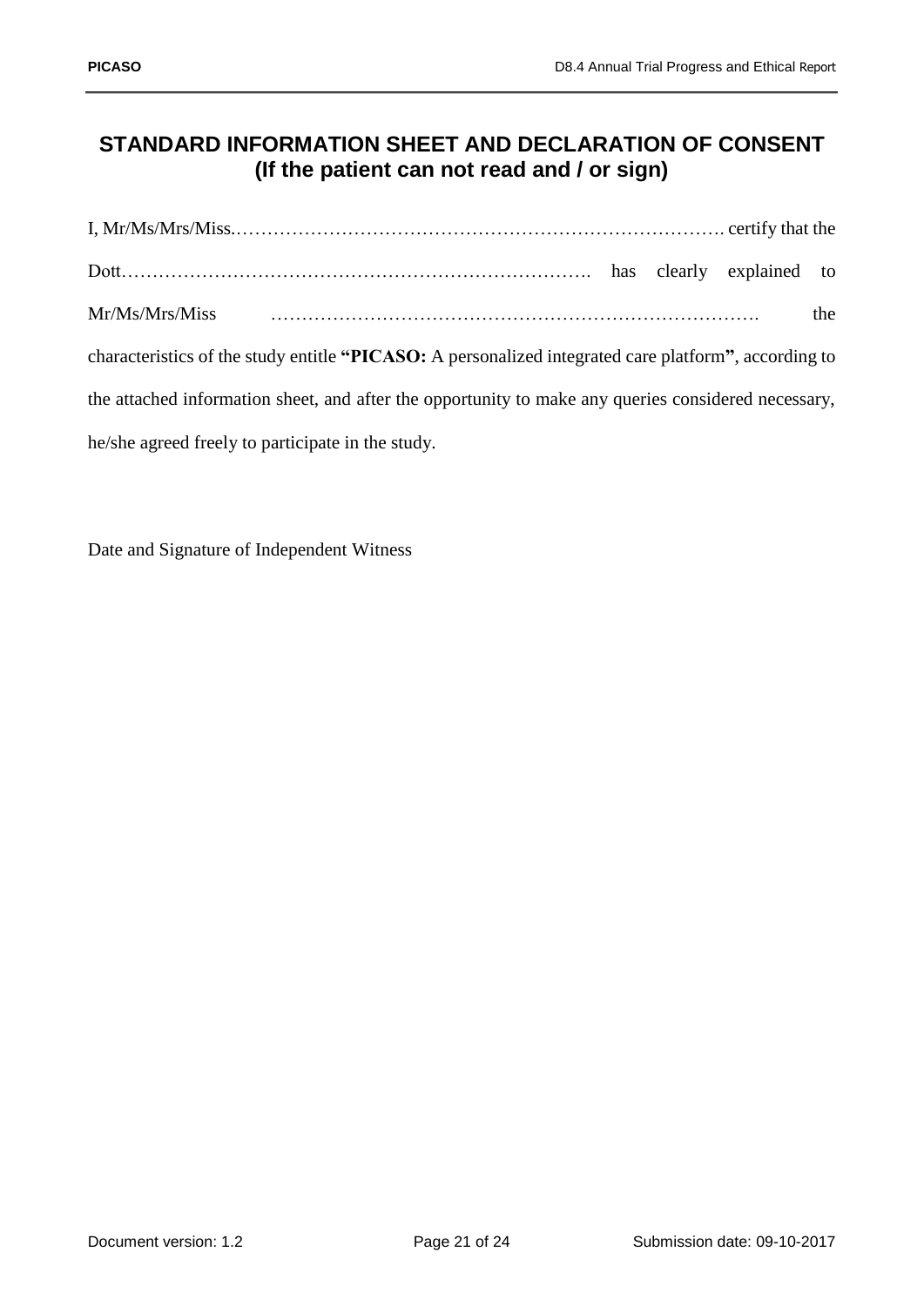## STANDARD INFORMATION SHEET AND DECLARATION OF CONSENT (If the patient can not read and / or sign)

I, Mr/Ms/Mrs/Miss.………………………………………………………………………. certify that the Dott…………………………………………………………………. has clearly explained to Mr/Ms/Mrs/Miss ……………………………………………………………………. the characteristics of the study entitle **"PICASO:** A personalized integrated care platform**"**, according to the attached information sheet, and after the opportunity to make any queries considered necessary, he/she agreed freely to participate in the study.

Date and Signature of Independent Witness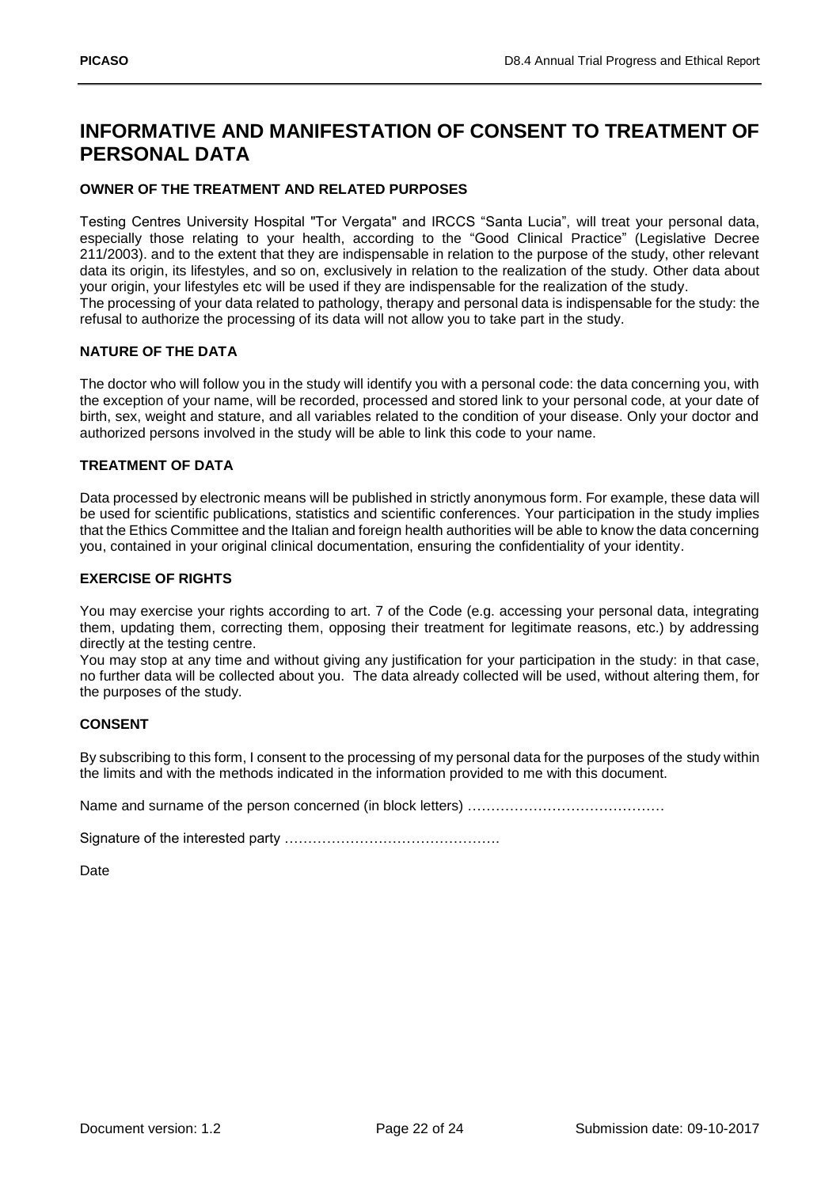# INFORMATIVE AND MANIFESTATION OF CONSENT TO TREATMENT OF PERSONAL DATA

### OWNER OF THE TREATMENT AND RELATED PURPOSES

Testing Centres University Hospital "Tor Vergata" and IRCCS "Santa Lucia", will treat your personal data, especially those relating to your health, according to the "Good Clinical Practice" (Legislative Decree 211/2003). and to the extent that they are indispensable in relation to the purpose of the study, other relevant data its origin, its lifestyles, and so on, exclusively in relation to the realization of the study. Other data about your origin, your lifestyles etc will be used if they are indispensable for the realization of the study.
The processing of your data related to pathology, therapy and personal data is indispensable for the study: the refusal to authorize the processing of its data will not allow you to take part in the study.

### NATURE OF THE DATA

The doctor who will follow you in the study will identify you with a personal code: the data concerning you, with the exception of your name, will be recorded, processed and stored link to your personal code, at your date of birth, sex, weight and stature, and all variables related to the condition of your disease. Only your doctor and authorized persons involved in the study will be able to link this code to your name.

### TREATMENT OF DATA

Data processed by electronic means will be published in strictly anonymous form. For example, these data will be used for scientific publications, statistics and scientific conferences. Your participation in the study implies that the Ethics Committee and the Italian and foreign health authorities will be able to know the data concerning you, contained in your original clinical documentation, ensuring the confidentiality of your identity.

### EXERCISE OF RIGHTS

You may exercise your rights according to art. 7 of the Code (e.g. accessing your personal data, integrating them, updating them, correcting them, opposing their treatment for legitimate reasons, etc.) by addressing directly at the testing centre.
You may stop at any time and without giving any justification for your participation in the study: in that case, no further data will be collected about you. The data already collected will be used, without altering them, for the purposes of the study.

### CONSENT

By subscribing to this form, I consent to the processing of my personal data for the purposes of the study within the limits and with the methods indicated in the information provided to me with this document.

Name and surname of the person concerned (in block letters) ……………………………………

Signature of the interested party ……………………………………….

Date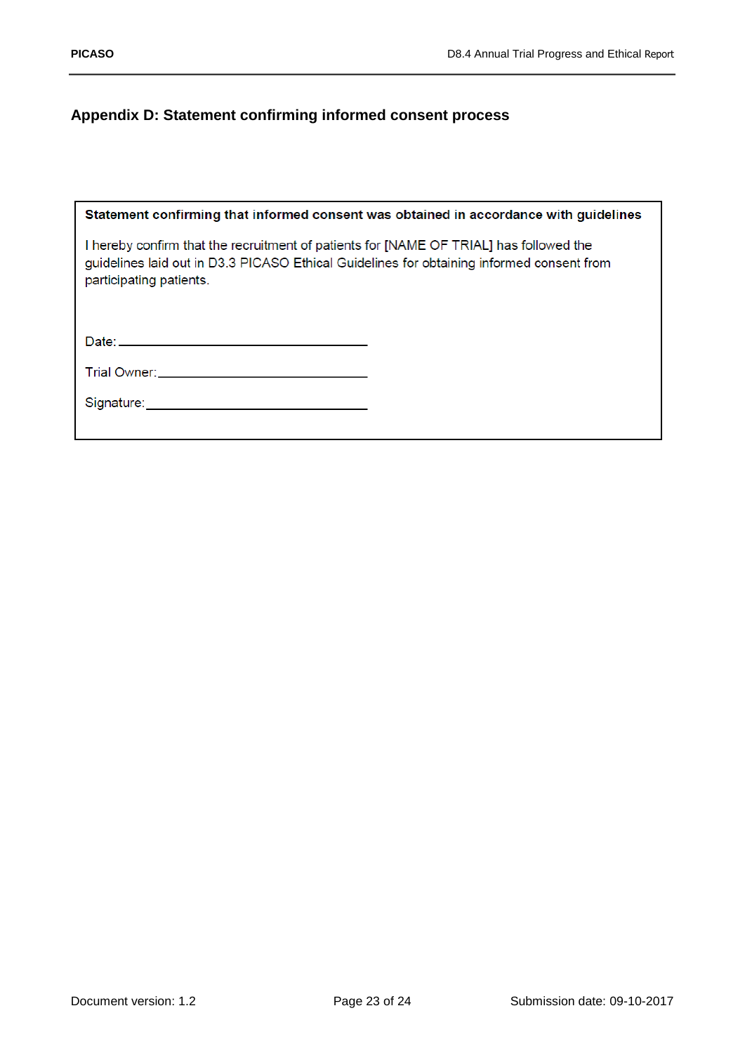## Appendix D: Statement confirming informed consent process

**Statement confirming that informed consent was obtained in accordance with guidelines**

I hereby confirm that the recruitment of patients for [NAME OF TRIAL] has followed the guidelines laid out in D3.3 PICASO Ethical Guidelines for obtaining informed consent from participating patients.

Date: ______________________________

Trial Owner: __________________________

Signature: ____________________________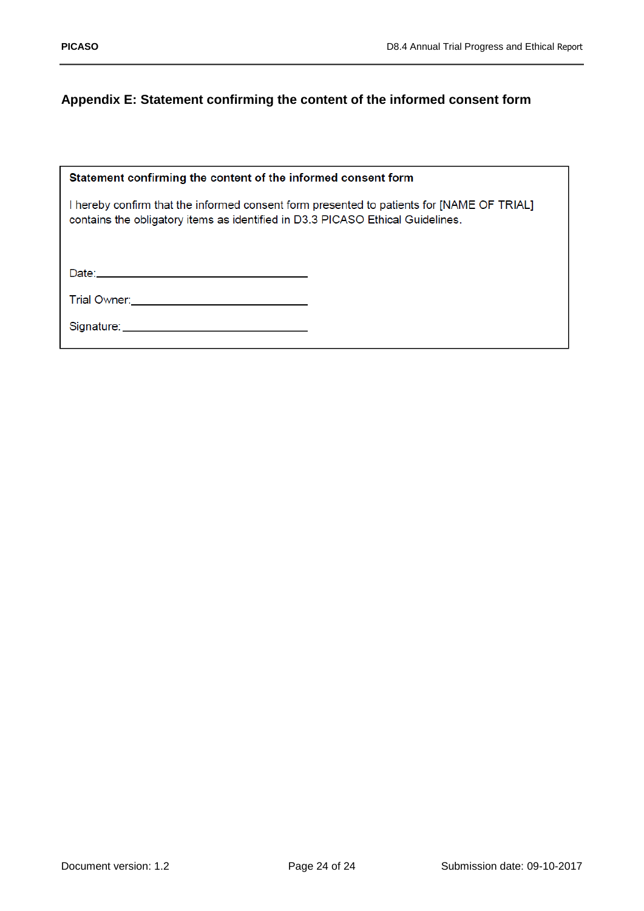## Appendix E: Statement confirming the content of the informed consent form

**Statement confirming the content of the informed consent form**

I hereby confirm that the informed consent form presented to patients for [NAME OF TRIAL] contains the obligatory items as identified in D3.3 PICASO Ethical Guidelines.

Date: ______________________________

Trial Owner: ______________________________

Signature: ______________________________